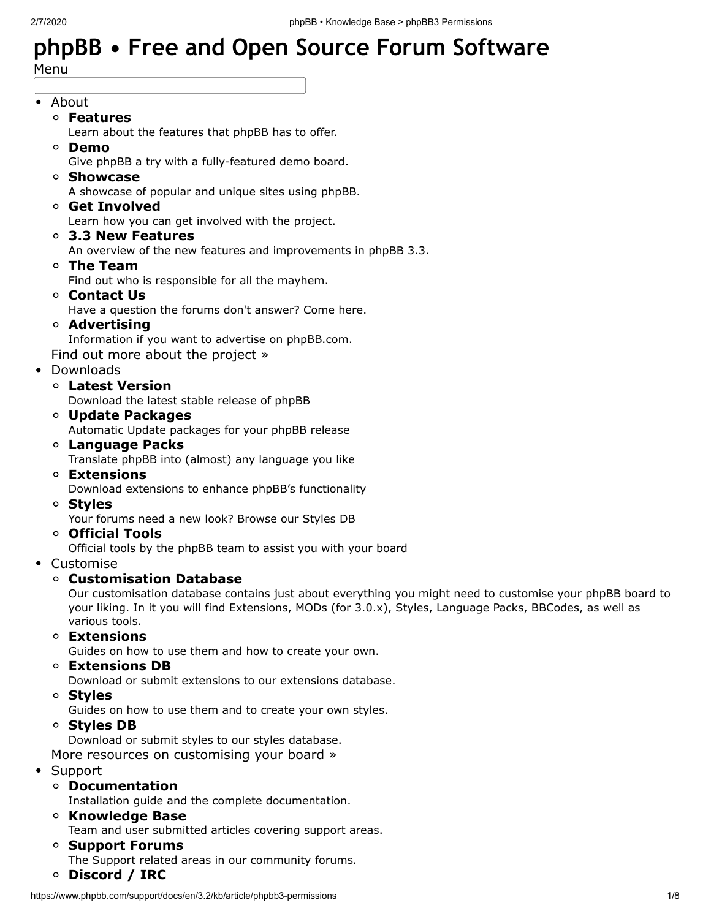# phpBB • Free and Open Source Forum Software

Menu

- About
  - **Features**
    Learn about the features that phpBB has to offer.
  - **Demo**
    Give phpBB a try with a fully-featured demo board.
  - **Showcase**
    A showcase of popular and unique sites using phpBB.
  - **Get Involved**
    Learn how you can get involved with the project.
  - **3.3 New Features**
    An overview of the new features and improvements in phpBB 3.3.
  - **The Team**
    Find out who is responsible for all the mayhem.
  - **Contact Us**
    Have a question the forums don't answer? Come here.
  - **Advertising**
    Information if you want to advertise on phpBB.com.

  Find out more about the project »
- Downloads
  - **Latest Version**
    Download the latest stable release of phpBB
  - **Update Packages**
    Automatic Update packages for your phpBB release
  - **Language Packs**
    Translate phpBB into (almost) any language you like
  - **Extensions**
    Download extensions to enhance phpBB's functionality
  - **Styles**
    Your forums need a new look? Browse our Styles DB
  - **Official Tools**
    Official tools by the phpBB team to assist you with your board
- Customise
  - **Customisation Database**
    Our customisation database contains just about everything you might need to customise your phpBB board to your liking. In it you will find Extensions, MODs (for 3.0.x), Styles, Language Packs, BBCodes, as well as various tools.
  - **Extensions**
    Guides on how to use them and how to create your own.
  - **Extensions DB**
    Download or submit extensions to our extensions database.
  - **Styles**
    Guides on how to use them and to create your own styles.
  - **Styles DB**
    Download or submit styles to our styles database.

  More resources on customising your board »
- Support
  - **Documentation**
    Installation guide and the complete documentation.
  - **Knowledge Base**
    Team and user submitted articles covering support areas.
  - **Support Forums**
    The Support related areas in our community forums.
  - **Discord / IRC**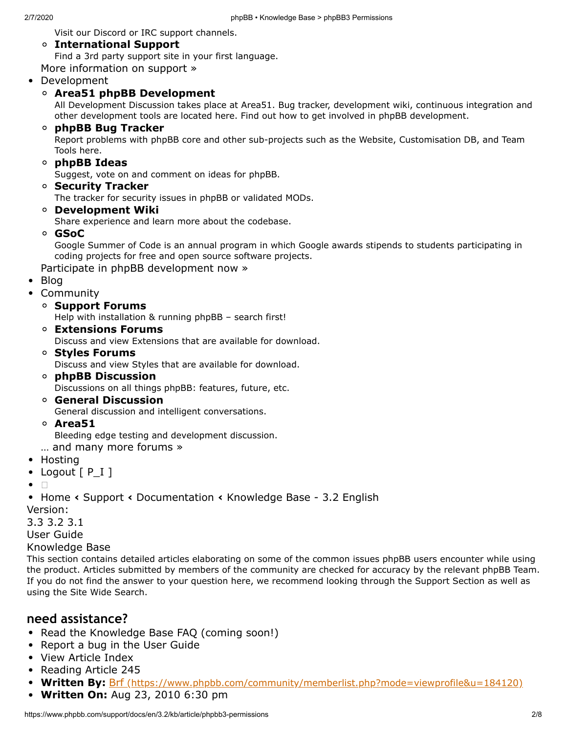Visit our Discord or IRC support channels.

- **International Support**
  Find a 3rd party support site in your first language.

More information on support »

- Development
  - **Area51 phpBB Development**
    All Development Discussion takes place at Area51. Bug tracker, development wiki, continuous integration and other development tools are located here. Find out how to get involved in phpBB development.
  - **phpBB Bug Tracker**
    Report problems with phpBB core and other sub-projects such as the Website, Customisation DB, and Team Tools here.
  - **phpBB Ideas**
    Suggest, vote on and comment on ideas for phpBB.
  - **Security Tracker**
    The tracker for security issues in phpBB or validated MODs.
  - **Development Wiki**
    Share experience and learn more about the codebase.
  - **GSoC**
    Google Summer of Code is an annual program in which Google awards stipends to students participating in coding projects for free and open source software projects.

  Participate in phpBB development now »
- Blog
- Community
  - **Support Forums**
    Help with installation & running phpBB – search first!
  - **Extensions Forums**
    Discuss and view Extensions that are available for download.
  - **Styles Forums**
    Discuss and view Styles that are available for download.
  - **phpBB Discussion**
    Discussions on all things phpBB: features, future, etc.
  - **General Discussion**
    General discussion and intelligent conversations.
  - **Area51**
    Bleeding edge testing and development discussion.

  … and many more forums »
- Hosting
- Logout [ P_I ]
- 
- Home ‹ Support ‹ Documentation ‹ Knowledge Base - 3.2 English

Version:

3.3 3.2 3.1

User Guide

Knowledge Base

This section contains detailed articles elaborating on some of the common issues phpBB users encounter while using the product. Articles submitted by members of the community are checked for accuracy by the relevant phpBB Team. If you do not find the answer to your question here, we recommend looking through the Support Section as well as using the Site Wide Search.

## need assistance?

- Read the Knowledge Base FAQ (coming soon!)
- Report a bug in the User Guide
- View Article Index
- Reading Article 245
- **Written By:** Brf (https://www.phpbb.com/community/memberlist.php?mode=viewprofile&u=184120)
- **Written On:** Aug 23, 2010 6:30 pm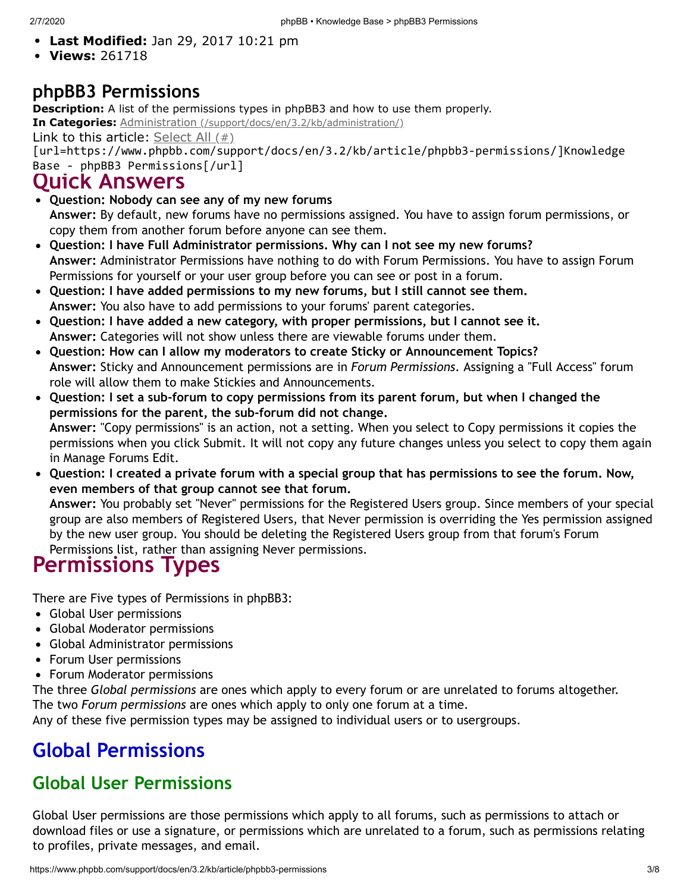- **Last Modified:** Jan 29, 2017 10:21 pm
- **Views:** 261718

## phpBB3 Permissions

**Description:** A list of the permissions types in phpBB3 and how to use them properly.
**In Categories:** Administration (/support/docs/en/3.2/kb/administration/)
Link to this article: Select All (#)
[url=https://www.phpbb.com/support/docs/en/3.2/kb/article/phpbb3-permissions/]Knowledge Base - phpBB3 Permissions[/url]

# Quick Answers

- **Question: Nobody can see any of my new forums**
  **Answer:** By default, new forums have no permissions assigned. You have to assign forum permissions, or copy them from another forum before anyone can see them.
- **Question: I have Full Administrator permissions. Why can I not see my new forums?**
  **Answer:** Administrator Permissions have nothing to do with Forum Permissions. You have to assign Forum Permissions for yourself or your user group before you can see or post in a forum.
- **Question: I have added permissions to my new forums, but I still cannot see them.**
  **Answer:** You also have to add permissions to your forums' parent categories.
- **Question: I have added a new category, with proper permissions, but I cannot see it.**
  **Answer:** Categories will not show unless there are viewable forums under them.
- **Question: How can I allow my moderators to create Sticky or Announcement Topics?**
  **Answer:** Sticky and Announcement permissions are in *Forum Permissions*. Assigning a "Full Access" forum role will allow them to make Stickies and Announcements.
- **Question: I set a sub-forum to copy permissions from its parent forum, but when I changed the permissions for the parent, the sub-forum did not change.**
  **Answer:** "Copy permissions" is an action, not a setting. When you select to Copy permissions it copies the permissions when you click Submit. It will not copy any future changes unless you select to copy them again in Manage Forums Edit.
- **Question: I created a private forum with a special group that has permissions to see the forum. Now, even members of that group cannot see that forum.**
  **Answer:** You probably set "Never" permissions for the Registered Users group. Since members of your special group are also members of Registered Users, that Never permission is overriding the Yes permission assigned by the new user group. You should be deleting the Registered Users group from that forum's Forum Permissions list, rather than assigning Never permissions.

# Permissions Types

There are Five types of Permissions in phpBB3:

- Global User permissions
- Global Moderator permissions
- Global Administrator permissions
- Forum User permissions
- Forum Moderator permissions

The three *Global permissions* are ones which apply to every forum or are unrelated to forums altogether.
The two *Forum permissions* are ones which apply to only one forum at a time.
Any of these five permission types may be assigned to individual users or to usergroups.

## Global Permissions

### Global User Permissions

Global User permissions are those permissions which apply to all forums, such as permissions to attach or download files or use a signature, or permissions which are unrelated to a forum, such as permissions relating to profiles, private messages, and email.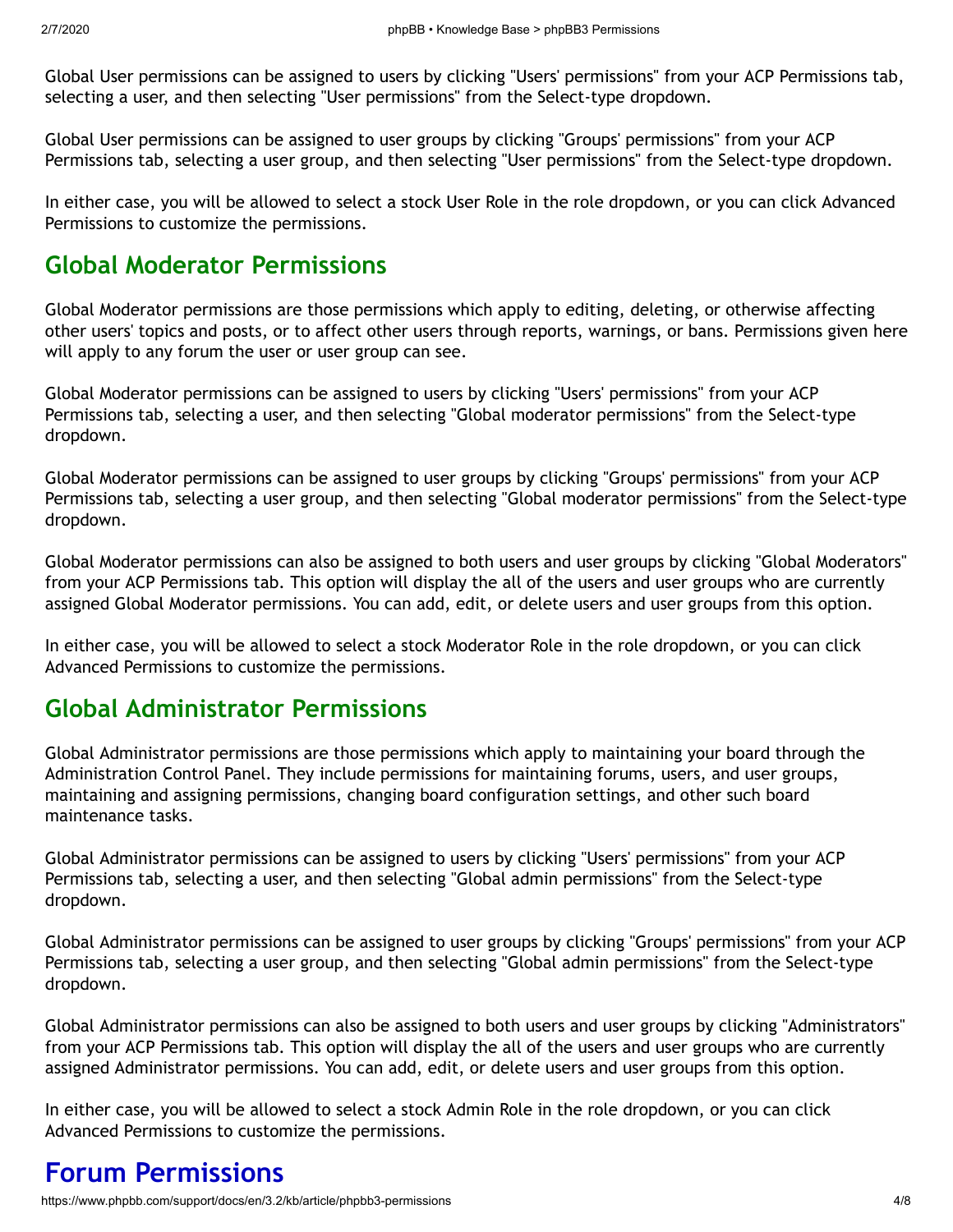Global User permissions can be assigned to users by clicking "Users' permissions" from your ACP Permissions tab, selecting a user, and then selecting "User permissions" from the Select-type dropdown.

Global User permissions can be assigned to user groups by clicking "Groups' permissions" from your ACP Permissions tab, selecting a user group, and then selecting "User permissions" from the Select-type dropdown.

In either case, you will be allowed to select a stock User Role in the role dropdown, or you can click Advanced Permissions to customize the permissions.

## Global Moderator Permissions

Global Moderator permissions are those permissions which apply to editing, deleting, or otherwise affecting other users' topics and posts, or to affect other users through reports, warnings, or bans. Permissions given here will apply to any forum the user or user group can see.

Global Moderator permissions can be assigned to users by clicking "Users' permissions" from your ACP Permissions tab, selecting a user, and then selecting "Global moderator permissions" from the Select-type dropdown.

Global Moderator permissions can be assigned to user groups by clicking "Groups' permissions" from your ACP Permissions tab, selecting a user group, and then selecting "Global moderator permissions" from the Select-type dropdown.

Global Moderator permissions can also be assigned to both users and user groups by clicking "Global Moderators" from your ACP Permissions tab. This option will display the all of the users and user groups who are currently assigned Global Moderator permissions. You can add, edit, or delete users and user groups from this option.

In either case, you will be allowed to select a stock Moderator Role in the role dropdown, or you can click Advanced Permissions to customize the permissions.

## Global Administrator Permissions

Global Administrator permissions are those permissions which apply to maintaining your board through the Administration Control Panel. They include permissions for maintaining forums, users, and user groups, maintaining and assigning permissions, changing board configuration settings, and other such board maintenance tasks.

Global Administrator permissions can be assigned to users by clicking "Users' permissions" from your ACP Permissions tab, selecting a user, and then selecting "Global admin permissions" from the Select-type dropdown.

Global Administrator permissions can be assigned to user groups by clicking "Groups' permissions" from your ACP Permissions tab, selecting a user group, and then selecting "Global admin permissions" from the Select-type dropdown.

Global Administrator permissions can also be assigned to both users and user groups by clicking "Administrators" from your ACP Permissions tab. This option will display the all of the users and user groups who are currently assigned Administrator permissions. You can add, edit, or delete users and user groups from this option.

In either case, you will be allowed to select a stock Admin Role in the role dropdown, or you can click Advanced Permissions to customize the permissions.

# Forum Permissions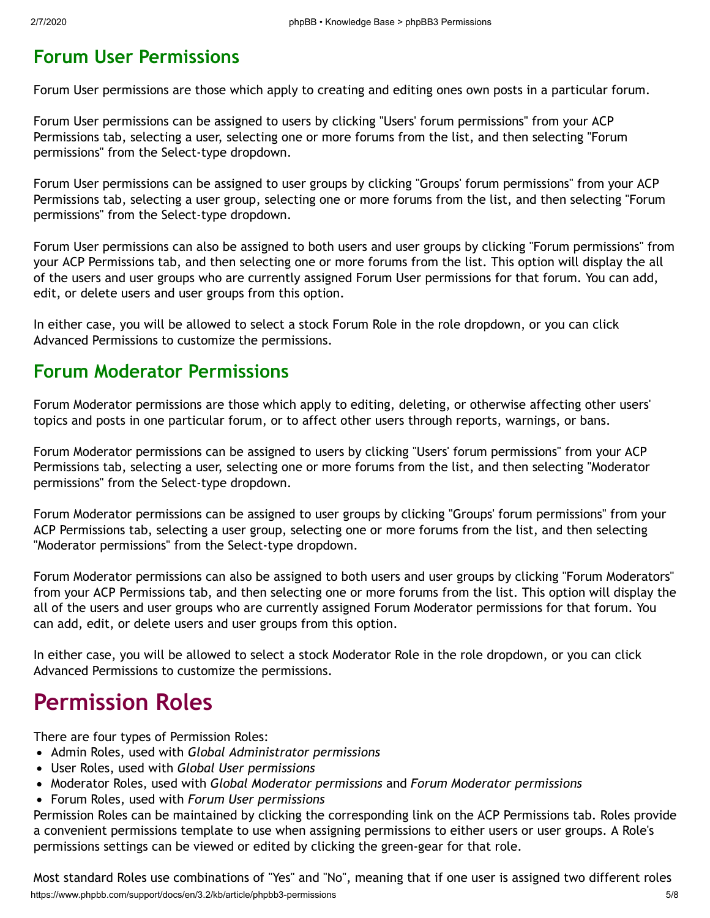## Forum User Permissions

Forum User permissions are those which apply to creating and editing ones own posts in a particular forum.

Forum User permissions can be assigned to users by clicking "Users' forum permissions" from your ACP Permissions tab, selecting a user, selecting one or more forums from the list, and then selecting "Forum permissions" from the Select-type dropdown.

Forum User permissions can be assigned to user groups by clicking "Groups' forum permissions" from your ACP Permissions tab, selecting a user group, selecting one or more forums from the list, and then selecting "Forum permissions" from the Select-type dropdown.

Forum User permissions can also be assigned to both users and user groups by clicking "Forum permissions" from your ACP Permissions tab, and then selecting one or more forums from the list. This option will display the all of the users and user groups who are currently assigned Forum User permissions for that forum. You can add, edit, or delete users and user groups from this option.

In either case, you will be allowed to select a stock Forum Role in the role dropdown, or you can click Advanced Permissions to customize the permissions.

## Forum Moderator Permissions

Forum Moderator permissions are those which apply to editing, deleting, or otherwise affecting other users' topics and posts in one particular forum, or to affect other users through reports, warnings, or bans.

Forum Moderator permissions can be assigned to users by clicking "Users' forum permissions" from your ACP Permissions tab, selecting a user, selecting one or more forums from the list, and then selecting "Moderator permissions" from the Select-type dropdown.

Forum Moderator permissions can be assigned to user groups by clicking "Groups' forum permissions" from your ACP Permissions tab, selecting a user group, selecting one or more forums from the list, and then selecting "Moderator permissions" from the Select-type dropdown.

Forum Moderator permissions can also be assigned to both users and user groups by clicking "Forum Moderators" from your ACP Permissions tab, and then selecting one or more forums from the list. This option will display the all of the users and user groups who are currently assigned Forum Moderator permissions for that forum. You can add, edit, or delete users and user groups from this option.

In either case, you will be allowed to select a stock Moderator Role in the role dropdown, or you can click Advanced Permissions to customize the permissions.

# Permission Roles

There are four types of Permission Roles:

- Admin Roles, used with *Global Administrator permissions*
- User Roles, used with *Global User permissions*
- Moderator Roles, used with *Global Moderator permissions* and *Forum Moderator permissions*
- Forum Roles, used with *Forum User permissions*

Permission Roles can be maintained by clicking the corresponding link on the ACP Permissions tab. Roles provide a convenient permissions template to use when assigning permissions to either users or user groups. A Role's permissions settings can be viewed or edited by clicking the green-gear for that role.

Most standard Roles use combinations of "Yes" and "No", meaning that if one user is assigned two different roles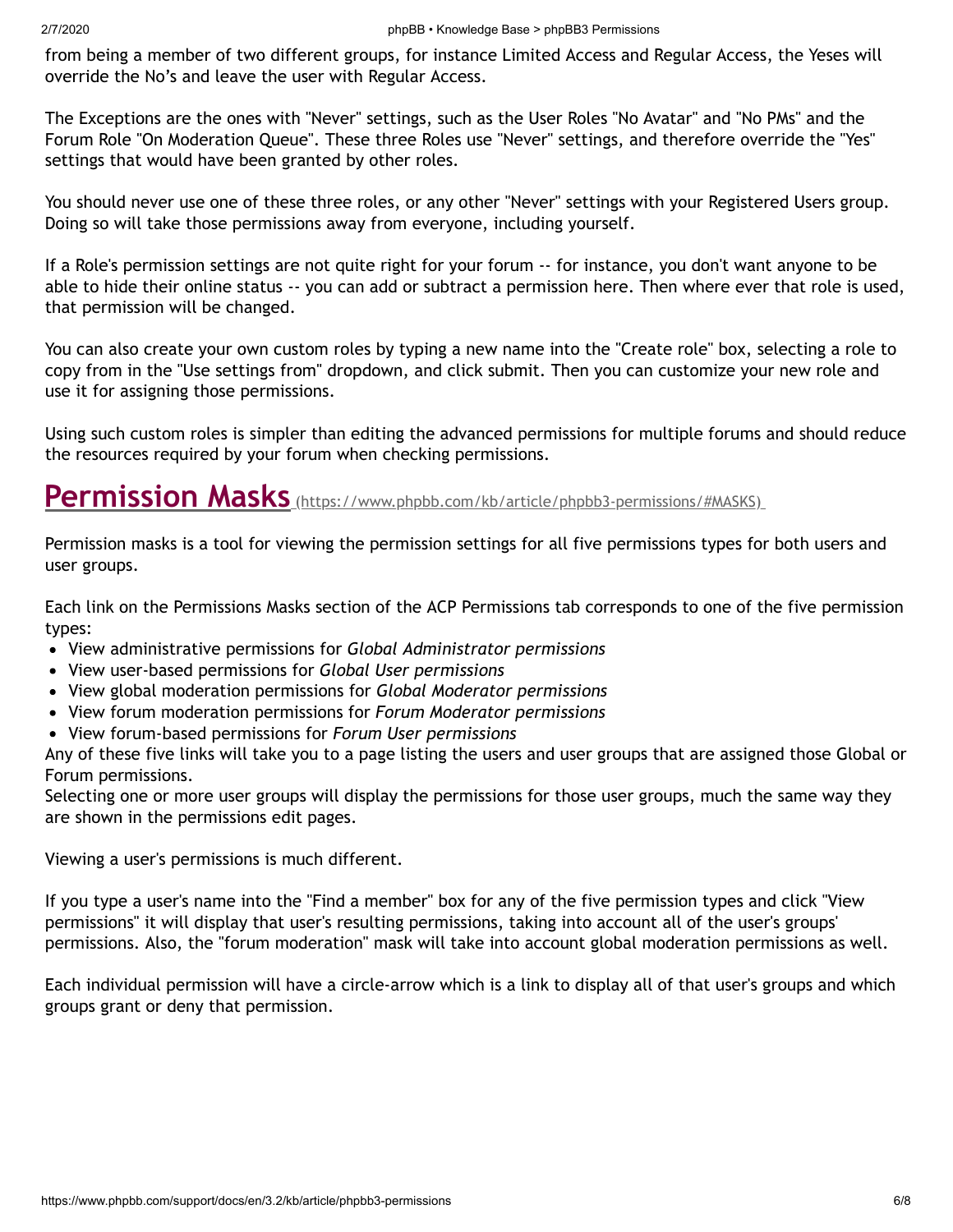from being a member of two different groups, for instance Limited Access and Regular Access, the Yeses will override the No's and leave the user with Regular Access.

The Exceptions are the ones with "Never" settings, such as the User Roles "No Avatar" and "No PMs" and the Forum Role "On Moderation Queue". These three Roles use "Never" settings, and therefore override the "Yes" settings that would have been granted by other roles.

You should never use one of these three roles, or any other "Never" settings with your Registered Users group. Doing so will take those permissions away from everyone, including yourself.

If a Role's permission settings are not quite right for your forum -- for instance, you don't want anyone to be able to hide their online status -- you can add or subtract a permission here. Then where ever that role is used, that permission will be changed.

You can also create your own custom roles by typing a new name into the "Create role" box, selecting a role to copy from in the "Use settings from" dropdown, and click submit. Then you can customize your new role and use it for assigning those permissions.

Using such custom roles is simpler than editing the advanced permissions for multiple forums and should reduce the resources required by your forum when checking permissions.

## Permission Masks (https://www.phpbb.com/kb/article/phpbb3-permissions/#MASKS)

Permission masks is a tool for viewing the permission settings for all five permissions types for both users and user groups.

Each link on the Permissions Masks section of the ACP Permissions tab corresponds to one of the five permission types:

- View administrative permissions for *Global Administrator permissions*
- View user-based permissions for *Global User permissions*
- View global moderation permissions for *Global Moderator permissions*
- View forum moderation permissions for *Forum Moderator permissions*
- View forum-based permissions for *Forum User permissions*

Any of these five links will take you to a page listing the users and user groups that are assigned those Global or Forum permissions.
Selecting one or more user groups will display the permissions for those user groups, much the same way they are shown in the permissions edit pages.

Viewing a user's permissions is much different.

If you type a user's name into the "Find a member" box for any of the five permission types and click "View permissions" it will display that user's resulting permissions, taking into account all of the user's groups' permissions. Also, the "forum moderation" mask will take into account global moderation permissions as well.

Each individual permission will have a circle-arrow which is a link to display all of that user's groups and which groups grant or deny that permission.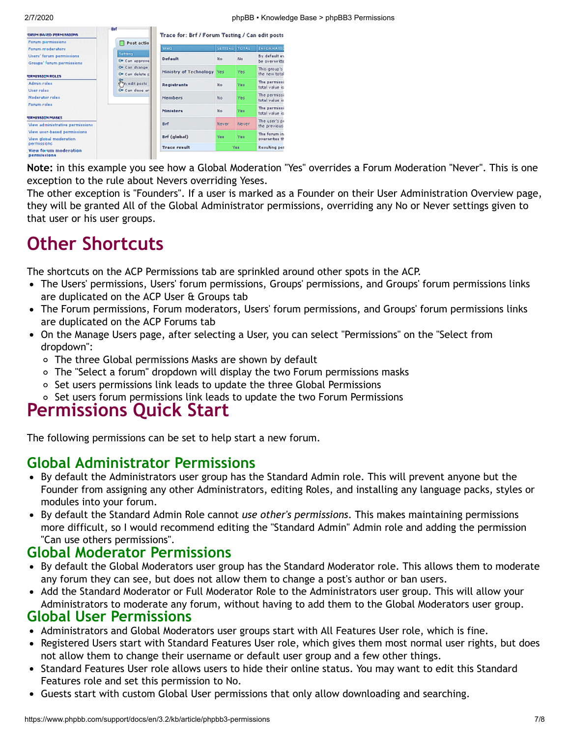**Note:** in this example you see how a Global Moderation "Yes" overrides a Forum Moderation "Never". This is one exception to the rule about Nevers overriding Yeses.
The other exception is "Founders". If a user is marked as a Founder on their User Administration Overview page, they will be granted All of the Global Administrator permissions, overriding any No or Never settings given to that user or his user groups.

# Other Shortcuts

The shortcuts on the ACP Permissions tab are sprinkled around other spots in the ACP.

- The Users' permissions, Users' forum permissions, Groups' permissions, and Groups' forum permissions links are duplicated on the ACP User & Groups tab
- The Forum permissions, Forum moderators, Users' forum permissions, and Groups' forum permissions links are duplicated on the ACP Forums tab
- On the Manage Users page, after selecting a User, you can select "Permissions" on the "Select from dropdown":
  - The three Global permissions Masks are shown by default
  - The "Select a forum" dropdown will display the two Forum permissions masks
  - Set users permissions link leads to update the three Global Permissions
  - Set users forum permissions link leads to update the two Forum Permissions

# Permissions Quick Start

The following permissions can be set to help start a new forum.

## Global Administrator Permissions

- By default the Administrators user group has the Standard Admin role. This will prevent anyone but the Founder from assigning any other Administrators, editing Roles, and installing any language packs, styles or modules into your forum.
- By default the Standard Admin Role cannot *use other's permissions*. This makes maintaining permissions more difficult, so I would recommend editing the "Standard Admin" Admin role and adding the permission "Can use others permissions".

## Global Moderator Permissions

- By default the Global Moderators user group has the Standard Moderator role. This allows them to moderate any forum they can see, but does not allow them to change a post's author or ban users.
- Add the Standard Moderator or Full Moderator Role to the Administrators user group. This will allow your Administrators to moderate any forum, without having to add them to the Global Moderators user group.

## Global User Permissions

- Administrators and Global Moderators user groups start with All Features User role, which is fine.
- Registered Users start with Standard Features User role, which gives them most normal user rights, but does not allow them to change their username or default user group and a few other things.
- Standard Features User role allows users to hide their online status. You may want to edit this Standard Features role and set this permission to No.
- Guests start with custom Global User permissions that only allow downloading and searching.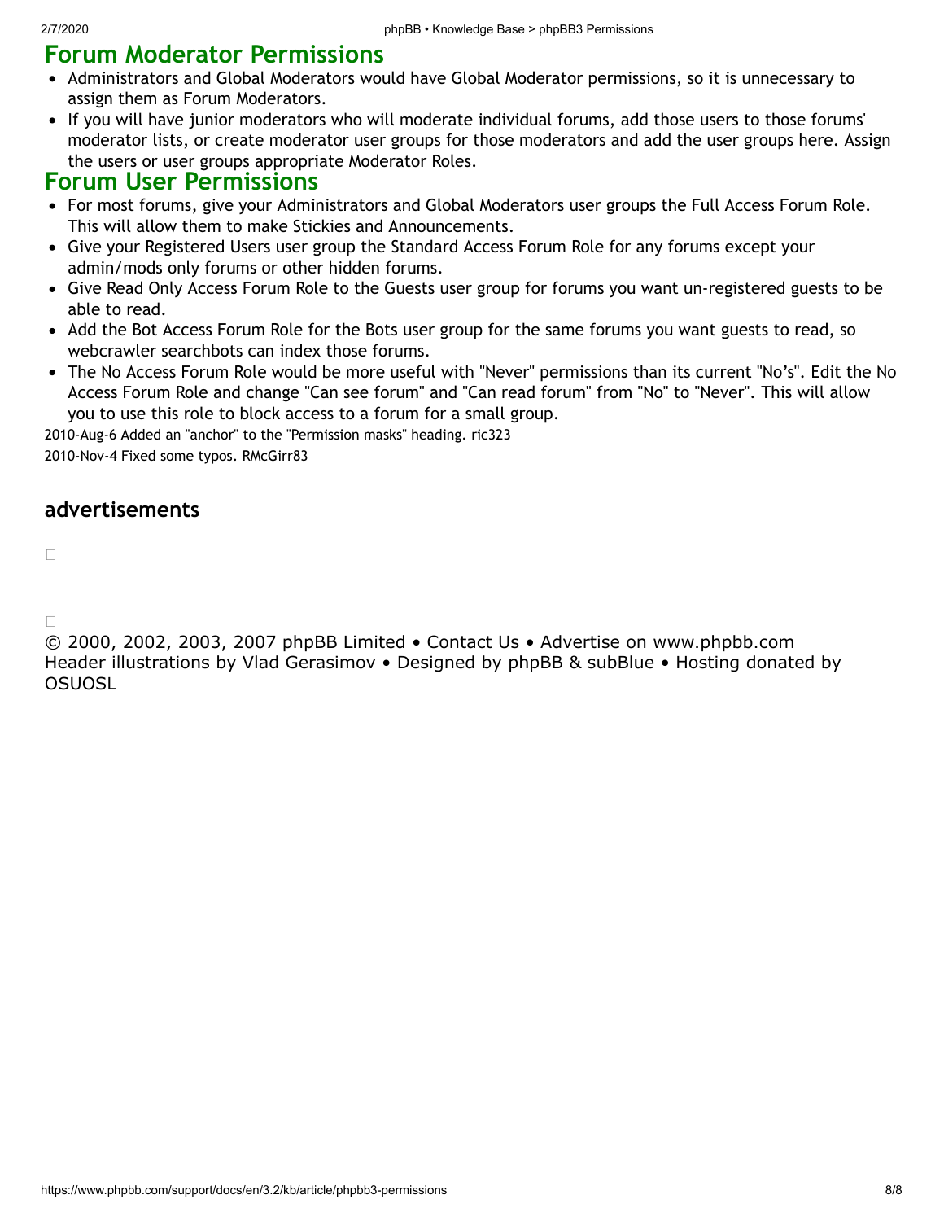## Forum Moderator Permissions

- Administrators and Global Moderators would have Global Moderator permissions, so it is unnecessary to assign them as Forum Moderators.
- If you will have junior moderators who will moderate individual forums, add those users to those forums' moderator lists, or create moderator user groups for those moderators and add the user groups here. Assign the users or user groups appropriate Moderator Roles.

## Forum User Permissions

- For most forums, give your Administrators and Global Moderators user groups the Full Access Forum Role. This will allow them to make Stickies and Announcements.
- Give your Registered Users user group the Standard Access Forum Role for any forums except your admin/mods only forums or other hidden forums.
- Give Read Only Access Forum Role to the Guests user group for forums you want un-registered guests to be able to read.
- Add the Bot Access Forum Role for the Bots user group for the same forums you want guests to read, so webcrawler searchbots can index those forums.
- The No Access Forum Role would be more useful with "Never" permissions than its current "No's". Edit the No Access Forum Role and change "Can see forum" and "Can read forum" from "No" to "Never". This will allow you to use this role to block access to a forum for a small group.

2010-Aug-6 Added an "anchor" to the "Permission masks" heading. ric323

2010-Nov-4 Fixed some typos. RMcGirr83

### advertisements

© 2000, 2002, 2003, 2007 phpBB Limited • Contact Us • Advertise on www.phpbb.com
Header illustrations by Vlad Gerasimov • Designed by phpBB & subBlue • Hosting donated by OSUOSL